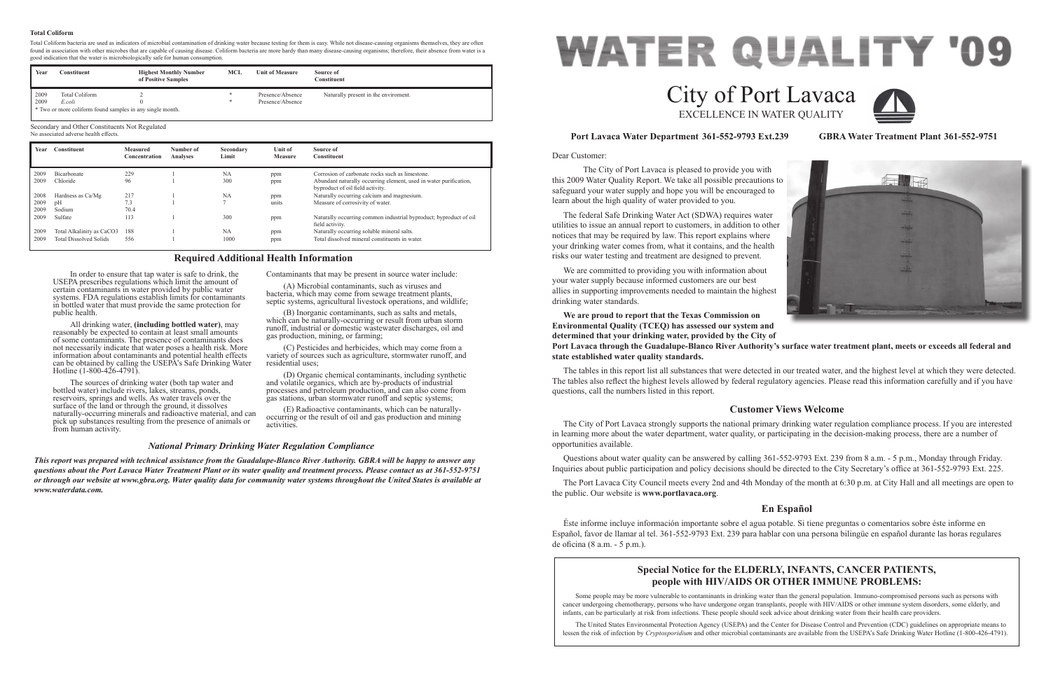### Total Coliform

Total Coliform bacteria are used as indicators of microbial contamination of drinking water because testing for them is easy. While not disease-causing organisms themselves, they are often found in association with other microbes that are capable of causing disease. Coliform bacteria are more hardy than many disease-causing organisms; therefore, their absence from water is a good indication that the water is microbiologically safe for human consumption.

| Year | Constituent | Highest Monthly Number of Positive Samples | MCL | Unit of Measure | Source of Constituent |
|---|---|---|---|---|---|
| 2009 | Total Coliform | 2 | * | Presence/Absence | Naturally present in the enviroment. |
| 2009 | *E.coli* | 0 | * | Presence/Absence | |

* Two or more coliform found samples in any single month.

Secondary and Other Constituents Not Regulated
No associated adverse health effects.

| Year | Constituent | Measured Concentration | Number of Analyses | Secondary Limit | Unit of Measure | Source of Constituent |
|---|---|---|---|---|---|---|
| 2009 | Bicarbonate | 229 | 1 | NA | ppm | Corrosion of carbonate rocks such as limestone. |
| 2009 | Chloride | 96 | 1 | 300 | ppm | Abundant naturally occurring element, used in water purification, byproduct of oil field activity. |
| 2008 | Hardness as Ca/Mg | 217 | 1 | NA | ppm | Naturally occurring calcium and magnesium. |
| 2009 | pH | 7.3 | 1 | 7 | units | Measure of corrosivity of water. |
| 2009 | Sodium | 70.4 | | | | |
| 2009 | Sulfate | 113 | 1 | 300 | ppm | Naturally occurring common industrial byproduct; byproduct of oil field activity. |
| 2009 | Total Alkalinity as CaCO3 | 188 | 1 | NA | ppm | Naturally occurring soluble mineral salts. |
| 2009 | Total Dissolved Solids | 556 | 1 | 1000 | ppm | Total dissolved mineral constituents in water. |

## Required Additional Health Information

In order to ensure that tap water is safe to drink, the USEPA prescribes regulations which limit the amount of certain contaminants in water provided by public water systems. FDA regulations establish limits for contaminants in bottled water that must provide the same protection for public health.

All drinking water, **(including bottled water)**, may reasonably be expected to contain at least small amounts of some contaminants. The presence of contaminants does not necessarily indicate that water poses a health risk. More information about contaminants and potential health effects can be obtained by calling the USEPA's Safe Drinking Water Hotline (1-800-426-4791).

The sources of drinking water (both tap water and bottled water) include rivers, lakes, streams, ponds, reservoirs, springs and wells. As water travels over the surface of the land or through the ground, it dissolves naturally-occurring minerals and radioactive material, and can pick up substances resulting from the presence of animals or from human activity.

Contaminants that may be present in source water include:

(A) Microbial contaminants, such as viruses and bacteria, which may come from sewage treatment plants, septic systems, agricultural livestock operations, and wildlife;

(B) Inorganic contaminants, such as salts and metals, which can be naturally-occurring or result from urban storm runoff, industrial or domestic wastewater discharges, oil and gas production, mining, or farming;

(C) Pesticides and herbicides, which may come from a variety of sources such as agriculture, stormwater runoff, and residential uses;

(D) Organic chemical contaminants, including synthetic and volatile organics, which are by-products of industrial processes and petroleum production, and can also come from gas stations, urban stormwater runoff and septic systems;

(E) Radioactive contaminants, which can be naturally-occurring or the result of oil and gas production and mining activities.

### *National Primary Drinking Water Regulation Compliance*

***This report was prepared with technical assistance from the Guadalupe-Blanco River Authority. GBRA will be happy to answer any questions about the Port Lavaca Water Treatment Plant or its water quality and treatment process. Please contact us at 361-552-9751 or through our website at www.gbra.org. Water quality data for community water systems throughout the United States is available at www.waterdata.com.***

# WATER QUALITY '09

## City of Port Lavaca

EXCELLENCE IN WATER QUALITY

**Port Lavaca Water Department 361-552-9793 Ext.239** **GBRA Water Treatment Plant 361-552-9751**

Dear Customer:

The City of Port Lavaca is pleased to provide you with this 2009 Water Quality Report. We take all possible precautions to safeguard your water supply and hope you will be encouraged to learn about the high quality of water provided to you.

The federal Safe Drinking Water Act (SDWA) requires water utilities to issue an annual report to customers, in addition to other notices that may be required by law. This report explains where your drinking water comes from, what it contains, and the health risks our water testing and treatment are designed to prevent.

We are committed to providing you with information about your water supply because informed customers are our best allies in supporting improvements needed to maintain the highest drinking water standards.

**We are proud to report that the Texas Commission on Environmental Quality (TCEQ) has assessed our system and determined that your drinking water, provided by the City of Port Lavaca through the Guadalupe-Blanco River Authority's surface water treatment plant, meets or exceeds all federal and state established water quality standards.**

The tables in this report list all substances that were detected in our treated water, and the highest level at which they were detected. The tables also reflect the highest levels allowed by federal regulatory agencies. Please read this information carefully and if you have questions, call the numbers listed in this report.

## Customer Views Welcome

The City of Port Lavaca strongly supports the national primary drinking water regulation compliance process. If you are interested in learning more about the water department, water quality, or participating in the decision-making process, there are a number of opportunities available.

Questions about water quality can be answered by calling 361-552-9793 Ext. 239 from 8 a.m. - 5 p.m., Monday through Friday. Inquiries about public participation and policy decisions should be directed to the City Secretary's office at 361-552-9793 Ext. 225.

The Port Lavaca City Council meets every 2nd and 4th Monday of the month at 6:30 p.m. at City Hall and all meetings are open to the public. Our website is **www.portlavaca.org**.

## En Español

Éste informe incluye información importante sobre el agua potable. Si tiene preguntas o comentarios sobre éste informe en Español, favor de llamar al tel. 361-552-9793 Ext. 239 para hablar con una persona bilingüe en español durante las horas regulares de oficina (8 a.m. - 5 p.m.).

### Special Notice for the ELDERLY, INFANTS, CANCER PATIENTS, people with HIV/AIDS OR OTHER IMMUNE PROBLEMS:

Some people may be more vulnerable to contaminants in drinking water than the general population. Immuno-compromised persons such as persons with cancer undergoing chemotherapy, persons who have undergone organ transplants, people with HIV/AIDS or other immune system disorders, some elderly, and infants, can be particularly at risk from infections. These people should seek advice about drinking water from their health care providers.

The United States Environmental Protection Agency (USEPA) and the Center for Disease Control and Prevention (CDC) guidelines on appropriate means to lessen the risk of infection by *Cryptosporidium* and other microbial contaminants are available from the USEPA's Safe Drinking Water Hotline (1-800-426-4791).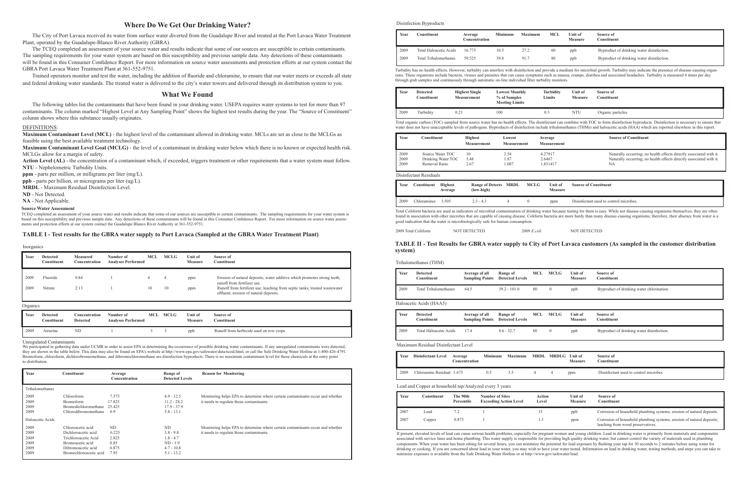## Where Do We Get Our Drinking Water?

The City of Port Lavaca received its water from surface water diverted from the Guadalupe River and treated at the Port Lavaca Water Treatment Plant, operated by the Guadalupe-Blanco River Authority (GBRA).

The TCEQ completed an assessment of your source water and results indicate that some of our sources are susceptible to certain contaminants. The sampling requirements for your water system are based on this susceptibility and previous sample data. Any detections of these contaminants will be found in this Consumer Confidence Report. For more information on source water assessments and protection efforts at our system contact the GBRA Port Lavaca Water Treatment Plant at 361-552-9751.

Trained operators monitor and test the water, including the addition of fluoride and chloramine, to ensure that our water meets or exceeds all state and federal drinking water standards. The treated water is delivered to the city's water towers and delivered through its distribution system to you.

## What We Found

The following tables list the contaminants that have been found in your drinking water. USEPA requires water systems to test for more than 97 contaminants. The column marked "Highest Level at Any Sampling Point" shows the highest test results during the year. The "Source of Constituent" column shows where this substance usually originates.

DEFINITIONS:

**Maximum Contaminant Level (MCL)** - the highest level of the contaminant allowed in drinking water. MCLs are set as close to the MCLGs as feasible using the best available treatment technology.

**Maximum Contaminant Level Goal (MCLG)** - the level of a contaminant in drinking water below which there is no known or expected health risk. MCLGs allow for a margin of safety.

**Action Level (AL)** - the concentration of a contaminant which, if exceeded, triggers treatment or other requirements that a water system must follow.

**NTU** - Nephelometric Turbidity Units.

**ppm** - parts per million, or milligrams per liter (mg/L).

**ppb** - parts per billion, or micrograms per liter (ug/L).

**MRDL** - Maximum Residual Disinfection Level.

**ND** - Not Detected.

**NA** - Not Applicable.

**Source Water Assessment**

TCEQ completed an assessment of your source water and results indicate that some of our sources are susceptible to certain contaminants. The sampling requirements for your water system is based on this susceptibility and previous sample data. Any detections of these contaminants will be found in this Consumer Confidence Report. For more information on source water assessments and protection efforts at our system contact the Guadalupe Blanco River Authority at 361-552-9751.

### TABLE I - Test results for the GBRA water supply to Port Lavaca (Sampled at the GBRA Water Treatment Plant)

Inorganics

| Year | Detected Constituent | Measured Concentration | Number of Analyses Performed | MCL | MCLG | Unit of Measure | Source of Constituent |
|---|---|---|---|---|---|---|---|
| 2009 | Fluoride | 0.84 | 1 | 4 | 4 | ppm | Erosion of natural deposits; water additive which promotes strong teeth; runoff from fertilizer use. |
| 2009 | Nitrate | 2.13 | 1 | 10 | 10 | ppm | Runoff from fertilizer use; leaching from septic tanks; treated wastewater effluent; erosion of natural deposits. |

Organics

| Year | Detected Constituent | Concentration Detected | Number of Analyses Performed | MCL | MCLG | Unit of Measure | Source of Constituent |
|---|---|---|---|---|---|---|---|
| 2009 | Atrazine | ND | 1 | 3 | 3 | ppb | Runoff from herbicide used on row crops. |

Unregulated Contaminants

We participated in gathering data under UCMR in order to assist EPA in determining the occurrence of possible drinking water contaminants. If any unregulated contaminants were detected, they are shown in the table below. This data may also be found on EPA's website at http://www.epa.gov/safewater/data/ncod.html, or call the Safe Drinking Water Hotline at 1-800-426-4791. Bromoform, chloroform, dichlorobromomethane, and dibromochloromethane are disinfection byproducts. There is no maximum contaminant level for these chemicals at the entry point to distribution.

| Year | Constituent | Average Concentration | Range of Detected Levels | Reason for Monitoring |
|---|---|---|---|---|
| Trihalomethanes | | | | |
| 2009 | Chloroform | 7.375 | 4.9 - 12.5 | Monitoring helps EPA to determine where certain contaminants occur and whether it needs to regulate those contaminants. |
| 2009 | Bromoform | 17.825 | 11.2 - 28.2 | |
| 2009 | Bromodichloromethane | 25.425 | 17.9 - 37.9 | |
| 2009 | Chlorodibromomethane | 8.9 | 5.8 - 13.1 | |
| Haloacetic Acids | | | | |
| 2009 | Chloroacetic acid | ND | ND | Monitoring helps EPA to determine where certain contaminants occur and whether it needs to regulate those contaminants. |
| 2009 | Dichloroacetic acid | 6.225 | 3.8 - 9.8 | |
| 2009 | Trichloroacetic Acid | 2.825 | 1.8 - 4.7 | |
| 2009 | Bromoacetic acid | 0.85 | ND - 1.9 | |
| 2009 | Dibromoacetic acid | 6.875 | 4.7 - 10.8 | |
| 2009 | Bromochloroacetic acid | 7.95 | 5.1 - 13.2 | |

Disinfection Byproducts

| Year | Constituent | Average Concentration | Minimum | Maximum | MCL | Unit of Measure | Source of Constituent |
|---|---|---|---|---|---|---|---|
| 2009 | Total Haloacetic Acids | 16.775 | 10.5 | 27.2 | 60 | ppb | Byproduct of drinking water disinfection. |
| 2009 | Total Trihalomethanes | 59.525 | 39.8 | 91.7 | 80 | ppb | Byproduct of drinking water disinfection. |

Turbidity has no health effects. However, turbidity can interfere with disinfection and provide a medium for microbial growth. Turbidity may indicate the presence of disease-causing organisms. These organisms include bacteria, viruses and parasites that can cause symptoms such as nausea, cramps, diarrhea and associated headaches. Turbidity is measured 4 times per day through grab samples and continuously through automatic on-line individual filter turbidity monitors.

| Year | Detected Constituent | Highest Single Measurement | Lowest Monthly % of Samples Meeting Limits | Turbidity Limits | Unit of Measure | Source of Constituent |
|---|---|---|---|---|---|---|
| 2009 | Turbidity | 0.21 | 100 | 0.3 | NTU | Organic particles. |

Total organic carbon (TOC) sampled from source water has no health effects. The disinfectant can combine with TOC to form disinfection byproducts. Disinfection is necessary to ensure that water does not have unacceptable levels of pathogens. Byproducts of disinfection include trihalomethanes (THMs) and haloacetic acids (HAA) which are reported elsewhere in this report.

| Year | Constituent | Highest Measurement | Lowest Measurement | Average Measurement | Source of Constituent |
|---|---|---|---|---|---|
| 2009 | Source Water TOC | 10 | 2.54 | 4.27917 | Naturally occurring; no health effects directly associated with it. |
| 2009 | Drinking Water TOC | 5.48 | 1.87 | 2.6467 | Naturally occurring; no health effects directly associated with it. |
| 2009 | Removal Ratio | 2.67 | 1.087 | 1.831417 | NA |

Disinfectant Residuals

| Year | Constituent | Highest Average | Range of Detects (low-high) | MRDL | MCLG | Unit of Measure | Source of Constituent |
|---|---|---|---|---|---|---|---|
| 2009 | Chloramines | 3.505 | 2.3 - 4.3 | 4 | 0 | ppm | Disinfectant used to control microbes. |

Total Coliform bacteria are used as indicators of microbial contamination of drinking water because testing for them is easy. While not disease-causing organisms themselves, they are often found in association with other microbes that are capable of causing disease. Coliform bacteria are more hardy than many disease-causing organisms; therefore, their absence from water is a good indication that the water is microbiologically safe for human consumption.

2009 Total Coliform NOT DETECTED 2009 *E.coli* NOT DETECTED

### TABLE II - Test Results for GBRA water supply to City of Port Lavaca customers (As sampled in the customer distribution system)

Trihalomethanes (THM)

| Year | Detected Constituent | Average of all Sampling Points | Range of Detected Levels | MCL | MCLG | Unit of Measure | Source of Constituent |
|---|---|---|---|---|---|---|---|
| 2009 | Total Trihalomethanes | 64.5 | 39.2 - 101.0 | 80 | 0 | ppb | Byproduct of drinking water chlorination. |

Haloacetic Acids (HAA5)

| Year | Detected Constituent | Average of all Sampling Points | Range of Detected Levels | MCL | MCLG | Unit of Measure | Source of Constituent |
|---|---|---|---|---|---|---|---|
| 2009 | Total Haloacetic Acids | 17.4 | 8.6 - 32.7 | 60 | 0 | ppb | Byproduct of drinking water disinfection. |

Maximum Residual Disinfectant Level

| Year | Disinfectant Level | Average Concentration | Minimum | Maximum | MRDL | MRDLG | Unit of Measure | Source of Constituent |
|---|---|---|---|---|---|---|---|---|
| 2009 | Chloramine Residual | 1.675 | 0.5 | 3.5 | 4 | 4 | ppm | Disinfectant used to control microbes. |

Lead and Copper at household tap/Analyzed every 3 years

| Year | Constituent | The 90th Percentile | Number of Sites Exceeding Action Level | Action Level | Unit of Measure | Source of Constituent |
|---|---|---|---|---|---|---|
| 2007 | Lead | 7.2 | 1 | 15 | ppb | Corrosion of household plumbing systems; erosion of natural deposits. |
| 2007 | Copper | 0.873 | 1 | 1.3 | ppm | Corrosion of household plumbing systems; erosion of natural deposits; leaching from wood preservatives. |

If present, elevated levels of lead can cause serious health problems, especially for pregnant women and young children. Lead in drinking water is primarily from materials and components associated with service lines and home plumbing. This water supply is responsible for providing high quality drinking water, but cannot control the variety of materials used in plumbing components. When your water has been sitting for several hours, you can minimize the potential for lead exposure by flushing your tap for 30 seconds to 2 minutes before using water for drinking or cooking. If you are concerned about lead in your water, you may wish to have your water tested. Information on lead in drinking water, testing methods, and steps you can take to minimize exposure is available from the Safe Drinking Water Hotline or at http://www.gov/safewater/lead.